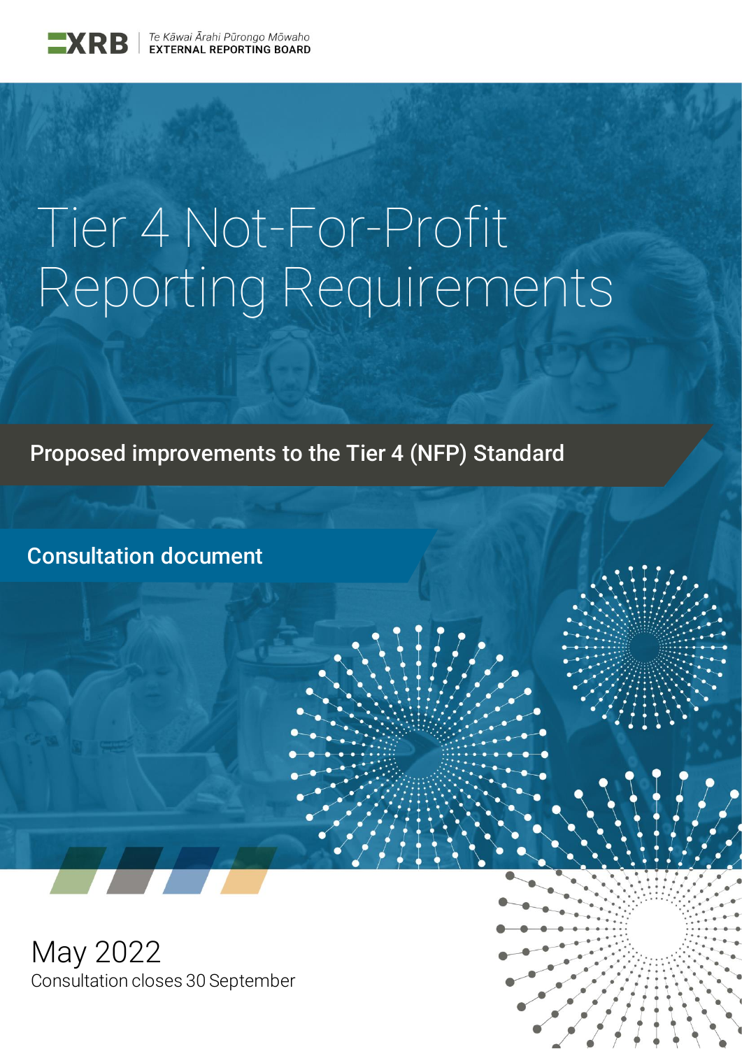XRB Te Kāwai Ārahi Pūrongo Mōwaho
EXTERNAL REPORTING BOARD

# Tier 4 Not-For-Profit Reporting Requirements

## Proposed improvements to the Tier 4 (NFP) Standard

### Consultation document

May 2022
Consultation closes 30 September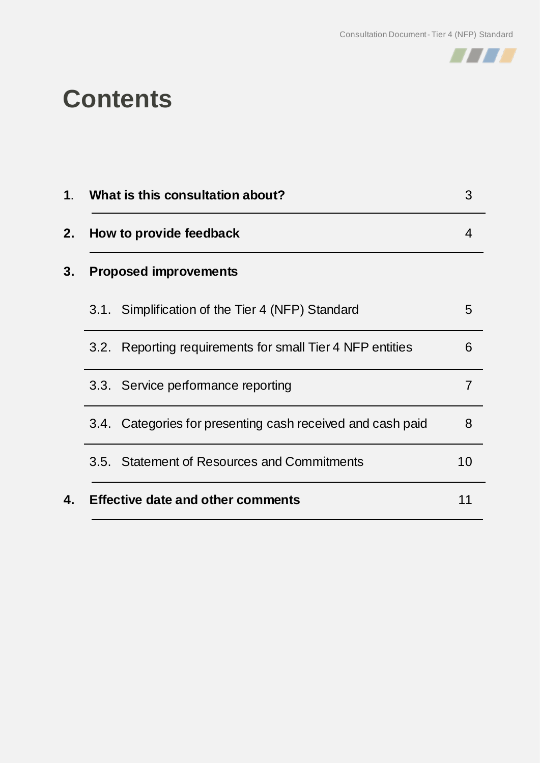# Contents

| | | |
|---|---|---|
| **1.** | **What is this consultation about?** | 3 |
| **2.** | **How to provide feedback** | 4 |
| **3.** | **Proposed improvements** | |
| | 3.1. Simplification of the Tier 4 (NFP) Standard | 5 |
| | 3.2. Reporting requirements for small Tier 4 NFP entities | 6 |
| | 3.3. Service performance reporting | 7 |
| | 3.4. Categories for presenting cash received and cash paid | 8 |
| | 3.5. Statement of Resources and Commitments | 10 |
| **4.** | **Effective date and other comments** | 11 |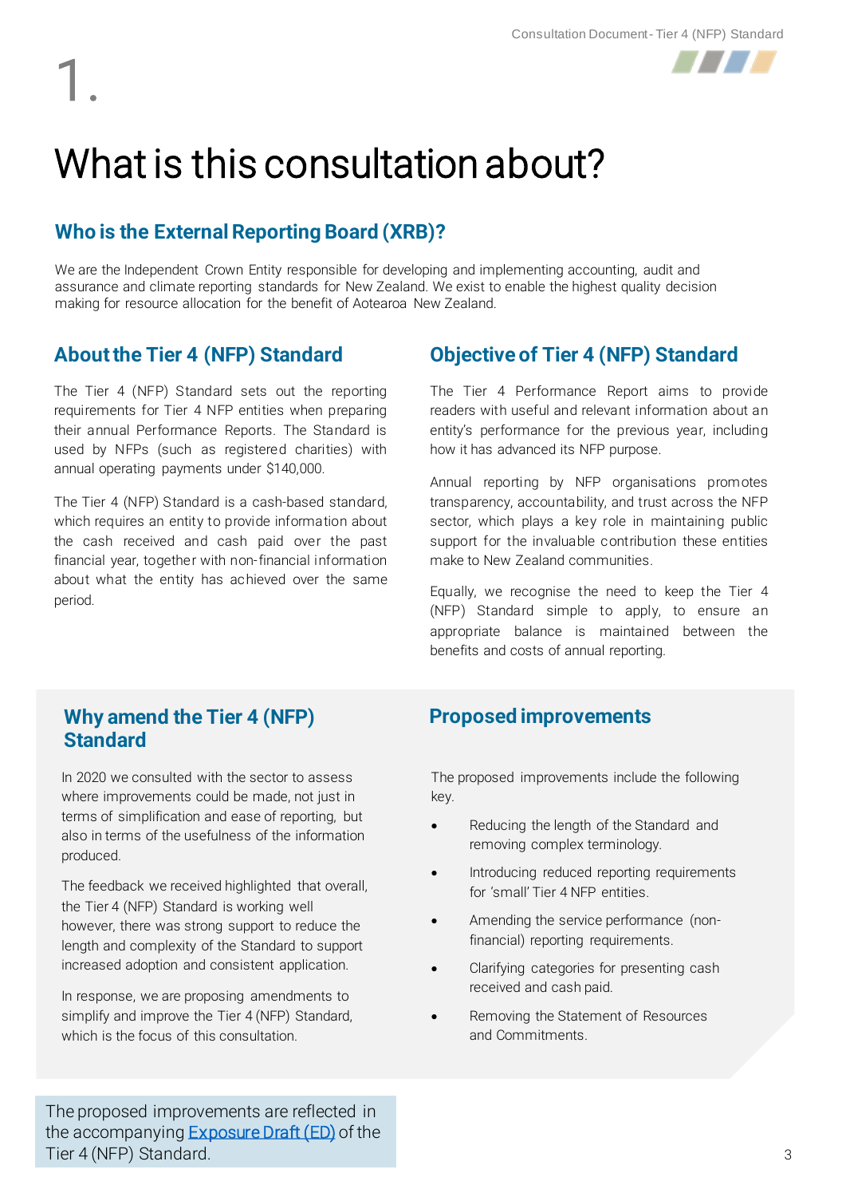# 1.

# What is this consultation about?

## Who is the External Reporting Board (XRB)?

We are the Independent Crown Entity responsible for developing and implementing accounting, audit and assurance and climate reporting standards for New Zealand. We exist to enable the highest quality decision making for resource allocation for the benefit of Aotearoa New Zealand.

## About the Tier 4 (NFP) Standard

The Tier 4 (NFP) Standard sets out the reporting requirements for Tier 4 NFP entities when preparing their annual Performance Reports. The Standard is used by NFPs (such as registered charities) with annual operating payments under $140,000.

The Tier 4 (NFP) Standard is a cash-based standard, which requires an entity to provide information about the cash received and cash paid over the past financial year, together with non-financial information about what the entity has achieved over the same period.

## Objective of Tier 4 (NFP) Standard

The Tier 4 Performance Report aims to provide readers with useful and relevant information about an entity's performance for the previous year, including how it has advanced its NFP purpose.

Annual reporting by NFP organisations promotes transparency, accountability, and trust across the NFP sector, which plays a key role in maintaining public support for the invaluable contribution these entities make to New Zealand communities.

Equally, we recognise the need to keep the Tier 4 (NFP) Standard simple to apply, to ensure an appropriate balance is maintained between the benefits and costs of annual reporting.

## Why amend the Tier 4 (NFP) Standard

In 2020 we consulted with the sector to assess where improvements could be made, not just in terms of simplification and ease of reporting, but also in terms of the usefulness of the information produced.

The feedback we received highlighted that overall, the Tier 4 (NFP) Standard is working well however, there was strong support to reduce the length and complexity of the Standard to support increased adoption and consistent application.

In response, we are proposing amendments to simplify and improve the Tier 4 (NFP) Standard, which is the focus of this consultation.

## Proposed improvements

The proposed improvements include the following key.

- Reducing the length of the Standard and removing complex terminology.
- Introducing reduced reporting requirements for 'small' Tier 4 NFP entities.
- Amending the service performance (non-financial) reporting requirements.
- Clarifying categories for presenting cash received and cash paid.
- Removing the Statement of Resources and Commitments.

The proposed improvements are reflected in the accompanying Exposure Draft (ED) of the Tier 4 (NFP) Standard.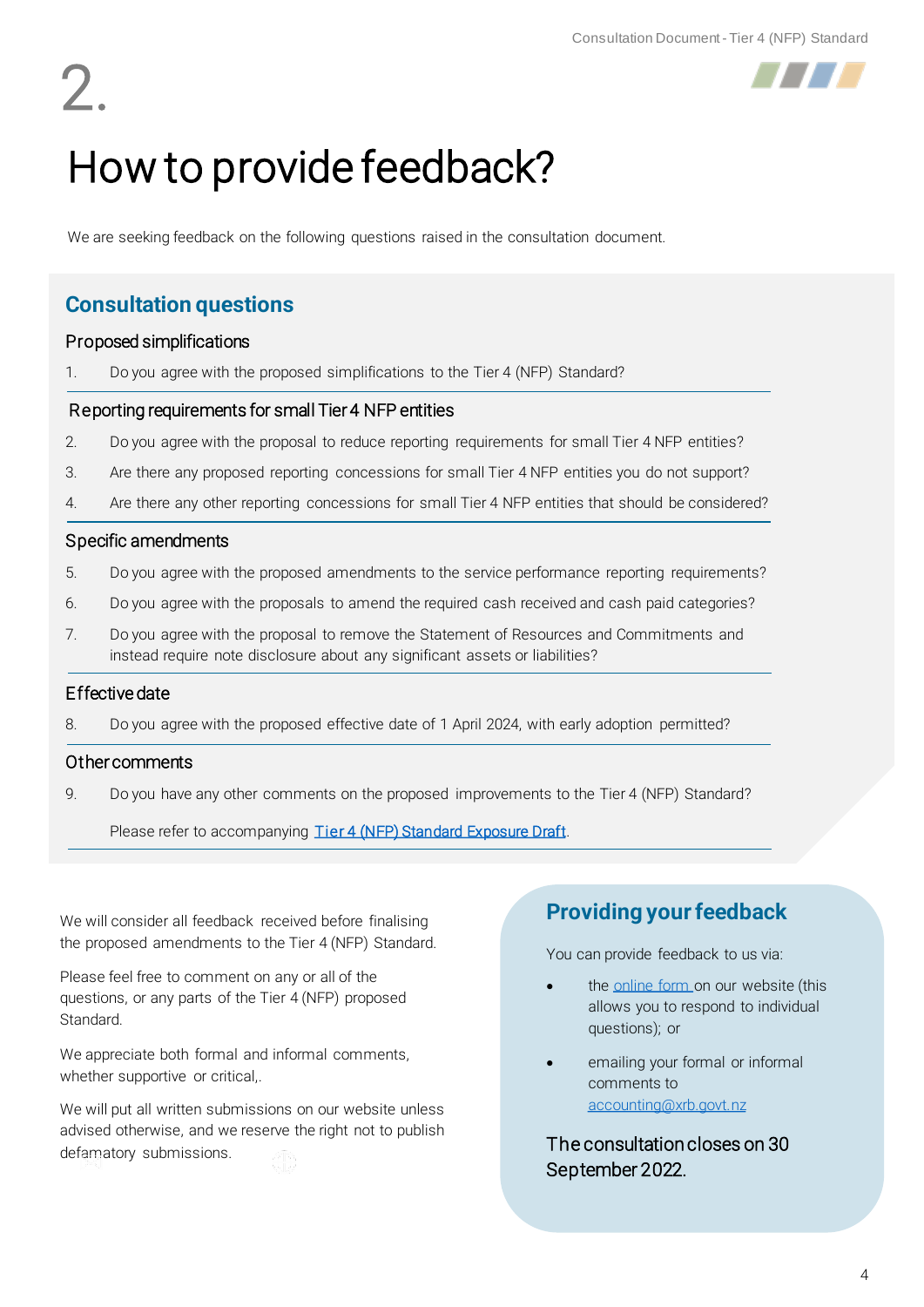# 2.

# How to provide feedback?

We are seeking feedback on the following questions raised in the consultation document.

## Consultation questions

### Proposed simplifications

1. Do you agree with the proposed simplifications to the Tier 4 (NFP) Standard?

### Reporting requirements for small Tier 4 NFP entities

2. Do you agree with the proposal to reduce reporting requirements for small Tier 4 NFP entities?
3. Are there any proposed reporting concessions for small Tier 4 NFP entities you do not support?
4. Are there any other reporting concessions for small Tier 4 NFP entities that should be considered?

### Specific amendments

5. Do you agree with the proposed amendments to the service performance reporting requirements?
6. Do you agree with the proposals to amend the required cash received and cash paid categories?
7. Do you agree with the proposal to remove the Statement of Resources and Commitments and instead require note disclosure about any significant assets or liabilities?

### Effective date

8. Do you agree with the proposed effective date of 1 April 2024, with early adoption permitted?

### Other comments

9. Do you have any other comments on the proposed improvements to the Tier 4 (NFP) Standard?

   Please refer to accompanying [Tier 4 (NFP) Standard Exposure Draft](#).

We will consider all feedback received before finalising the proposed amendments to the Tier 4 (NFP) Standard.

Please feel free to comment on any or all of the questions, or any parts of the Tier 4 (NFP) proposed Standard.

We appreciate both formal and informal comments, whether supportive or critical,.

We will put all written submissions on our website unless advised otherwise, and we reserve the right not to publish defamatory submissions.

## Providing your feedback

You can provide feedback to us via:

- the [online form](#) on our website (this allows you to respond to individual questions); or
- emailing your formal or informal comments to [accounting@xrb.govt.nz](mailto:accounting@xrb.govt.nz)

The consultation closes on 30 September 2022.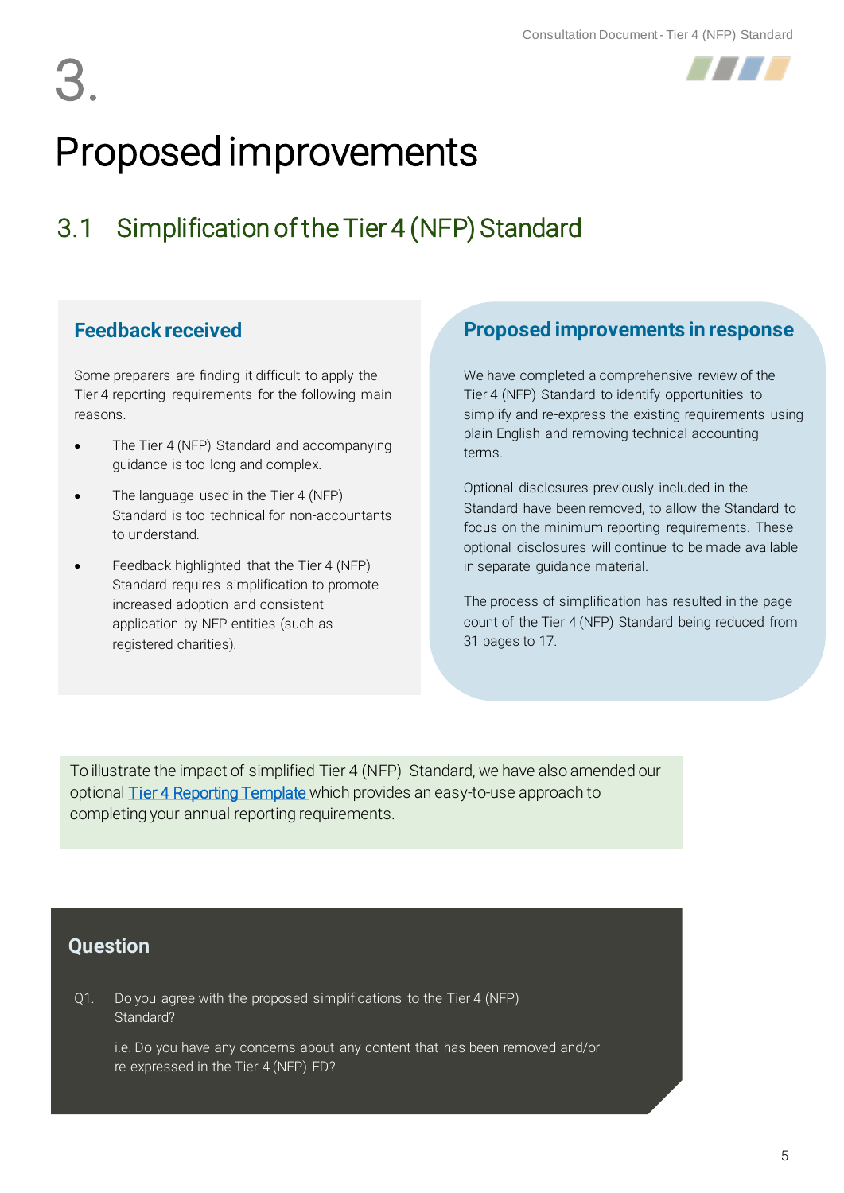# 3.

# Proposed improvements

## 3.1 Simplification of the Tier 4 (NFP) Standard

### Feedback received

Some preparers are finding it difficult to apply the Tier 4 reporting requirements for the following main reasons.

- The Tier 4 (NFP) Standard and accompanying guidance is too long and complex.
- The language used in the Tier 4 (NFP) Standard is too technical for non-accountants to understand.
- Feedback highlighted that the Tier 4 (NFP) Standard requires simplification to promote increased adoption and consistent application by NFP entities (such as registered charities).

### Proposed improvements in response

We have completed a comprehensive review of the Tier 4 (NFP) Standard to identify opportunities to simplify and re-express the existing requirements using plain English and removing technical accounting terms.

Optional disclosures previously included in the Standard have been removed, to allow the Standard to focus on the minimum reporting requirements. These optional disclosures will continue to be made available in separate guidance material.

The process of simplification has resulted in the page count of the Tier 4 (NFP) Standard being reduced from 31 pages to 17.

To illustrate the impact of simplified Tier 4 (NFP) Standard, we have also amended our optional Tier 4 Reporting Template which provides an easy-to-use approach to completing your annual reporting requirements.

### Question

Q1. Do you agree with the proposed simplifications to the Tier 4 (NFP) Standard?

i.e. Do you have any concerns about any content that has been removed and/or re-expressed in the Tier 4 (NFP) ED?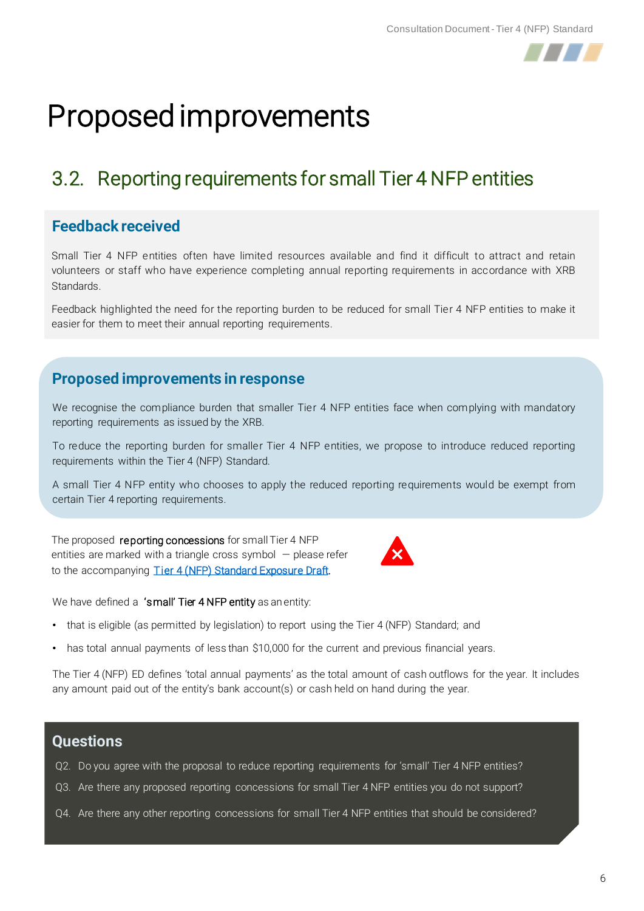# Proposed improvements

## 3.2. Reporting requirements for small Tier 4 NFP entities

### Feedback received

Small Tier 4 NFP entities often have limited resources available and find it difficult to attract and retain volunteers or staff who have experience completing annual reporting requirements in accordance with XRB Standards.

Feedback highlighted the need for the reporting burden to be reduced for small Tier 4 NFP entities to make it easier for them to meet their annual reporting requirements.

### Proposed improvements in response

We recognise the compliance burden that smaller Tier 4 NFP entities face when complying with mandatory reporting requirements as issued by the XRB.

To reduce the reporting burden for smaller Tier 4 NFP entities, we propose to introduce reduced reporting requirements within the Tier 4 (NFP) Standard.

A small Tier 4 NFP entity who chooses to apply the reduced reporting requirements would be exempt from certain Tier 4 reporting requirements.

The proposed **reporting concessions** for small Tier 4 NFP entities are marked with a triangle cross symbol — please refer to the accompanying [Tier 4 (NFP) Standard Exposure Draft](#).

We have defined a **'small' Tier 4 NFP entity** as an entity:

- that is eligible (as permitted by legislation) to report using the Tier 4 (NFP) Standard; and
- has total annual payments of less than $10,000 for the current and previous financial years.

The Tier 4 (NFP) ED defines 'total annual payments' as the total amount of cash outflows for the year. It includes any amount paid out of the entity's bank account(s) or cash held on hand during the year.

### Questions

Q2. Do you agree with the proposal to reduce reporting requirements for 'small' Tier 4 NFP entities?

Q3. Are there any proposed reporting concessions for small Tier 4 NFP entities you do not support?

Q4. Are there any other reporting concessions for small Tier 4 NFP entities that should be considered?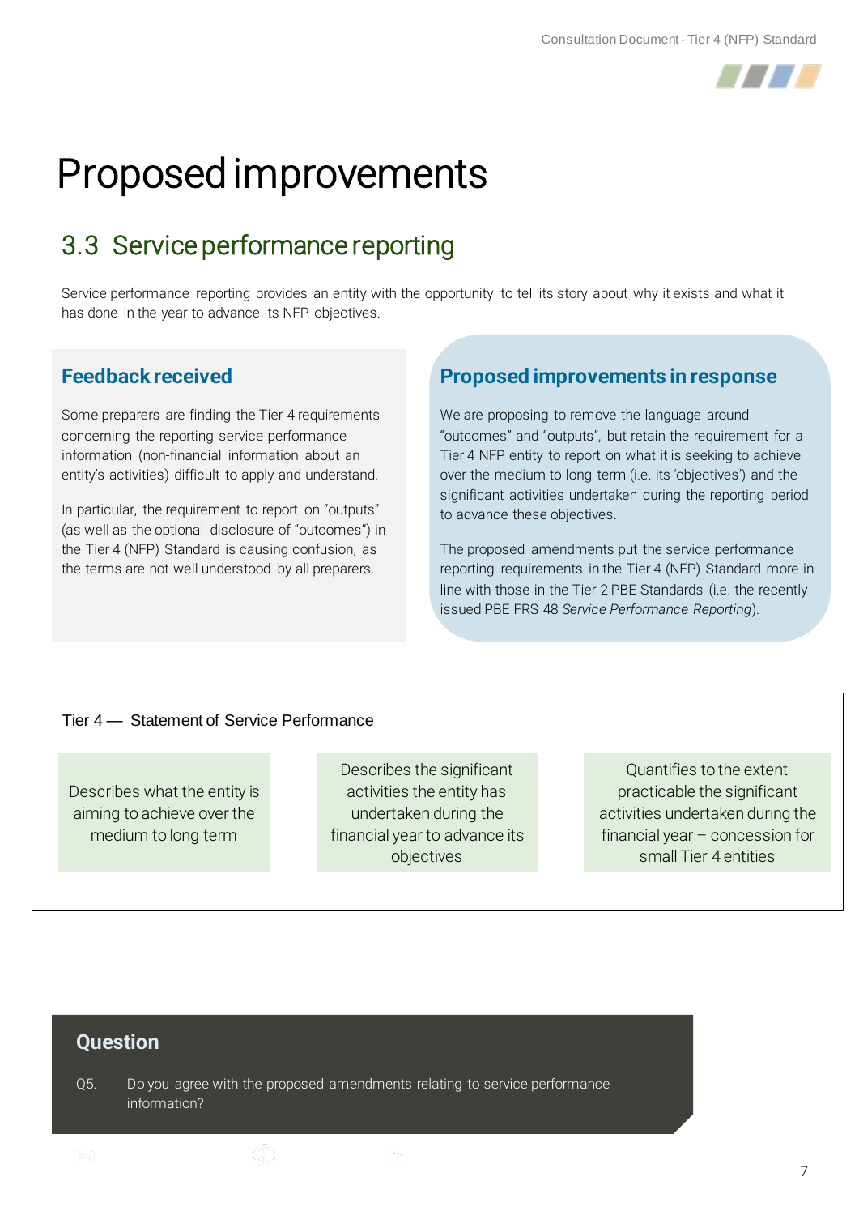# Proposed improvements

## 3.3 Service performance reporting

Service performance reporting provides an entity with the opportunity to tell its story about why it exists and what it has done in the year to advance its NFP objectives.

### Feedback received

Some preparers are finding the Tier 4 requirements concerning the reporting service performance information (non-financial information about an entity's activities) difficult to apply and understand.

In particular, the requirement to report on "outputs" (as well as the optional disclosure of "outcomes") in the Tier 4 (NFP) Standard is causing confusion, as the terms are not well understood by all preparers.

### Proposed improvements in response

We are proposing to remove the language around "outcomes" and "outputs", but retain the requirement for a Tier 4 NFP entity to report on what it is seeking to achieve over the medium to long term (i.e. its 'objectives') and the significant activities undertaken during the reporting period to advance these objectives.

The proposed amendments put the service performance reporting requirements in the Tier 4 (NFP) Standard more in line with those in the Tier 2 PBE Standards (i.e. the recently issued PBE FRS 48 *Service Performance Reporting*).

**Tier 4 — Statement of Service Performance**

| Describes what the entity is aiming to achieve over the medium to long term | Describes the significant activities the entity has undertaken during the financial year to advance its objectives | Quantifies to the extent practicable the significant activities undertaken during the financial year – concession for small Tier 4 entities |
|---|---|---|

### Question

Q5. Do you agree with the proposed amendments relating to service performance information?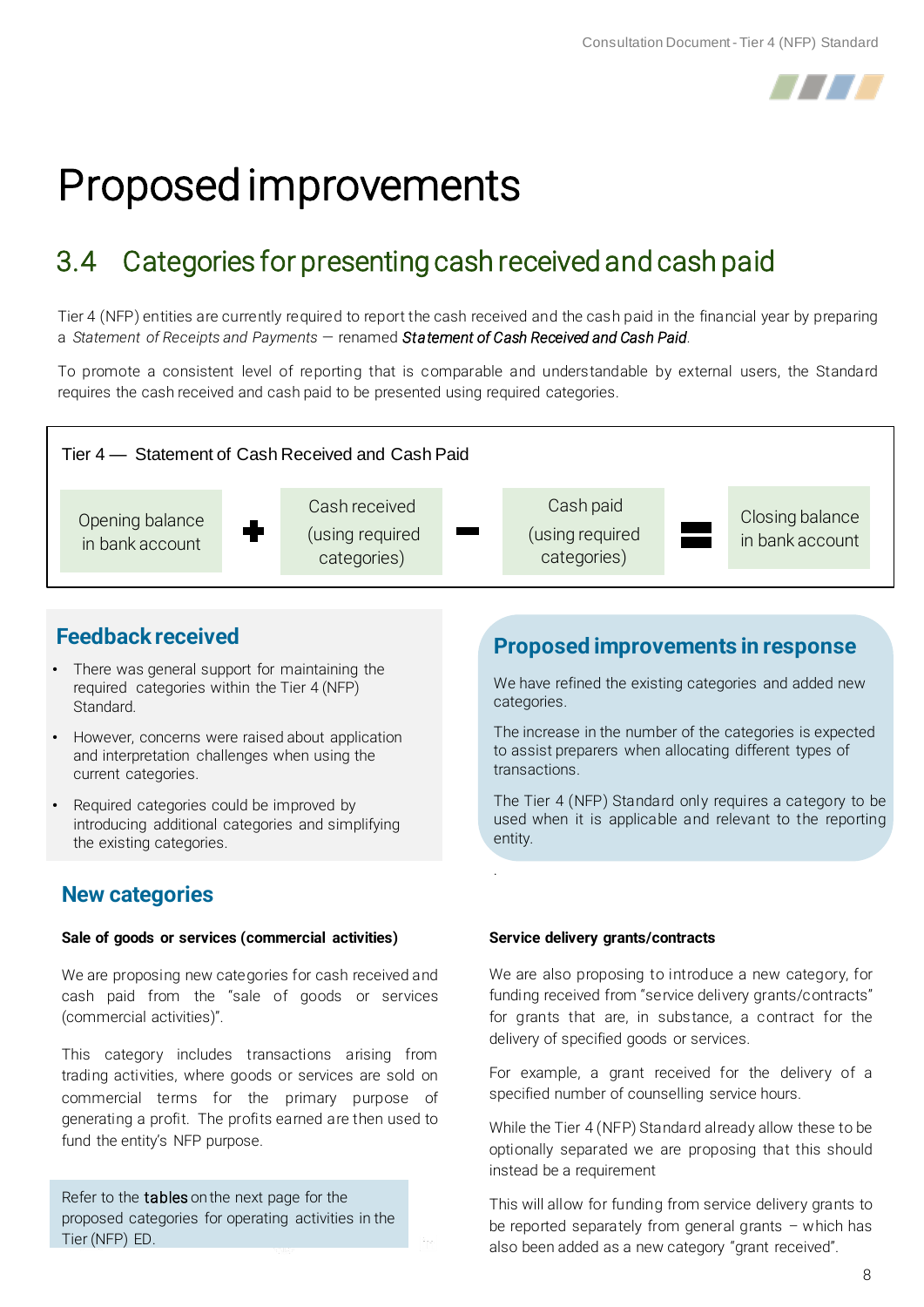# Proposed improvements

## 3.4 Categories for presenting cash received and cash paid

Tier 4 (NFP) entities are currently required to report the cash received and the cash paid in the financial year by preparing a *Statement of Receipts and Payments* — renamed ***Statement of Cash Received and Cash Paid***.

To promote a consistent level of reporting that is comparable and understandable by external users, the Standard requires the cash received and cash paid to be presented using required categories.

**Tier 4 — Statement of Cash Received and Cash Paid**

Opening balance in bank account + Cash received (using required categories) − Cash paid (using required categories) = Closing balance in bank account

### Feedback received

- There was general support for maintaining the required categories within the Tier 4 (NFP) Standard.
- However, concerns were raised about application and interpretation challenges when using the current categories.
- Required categories could be improved by introducing additional categories and simplifying the existing categories.

### Proposed improvements in response

We have refined the existing categories and added new categories.

The increase in the number of the categories is expected to assist preparers when allocating different types of transactions.

The Tier 4 (NFP) Standard only requires a category to be used when it is applicable and relevant to the reporting entity.

### New categories

**Sale of goods or services (commercial activities)**

We are proposing new categories for cash received and cash paid from the "sale of goods or services (commercial activities)".

This category includes transactions arising from trading activities, where goods or services are sold on commercial terms for the primary purpose of generating a profit. The profits earned are then used to fund the entity's NFP purpose.

Refer to the **tables** on the next page for the proposed categories for operating activities in the Tier (NFP) ED.

**Service delivery grants/contracts**

We are also proposing to introduce a new category, for funding received from "service delivery grants/contracts" for grants that are, in substance, a contract for the delivery of specified goods or services.

For example, a grant received for the delivery of a specified number of counselling service hours.

While the Tier 4 (NFP) Standard already allow these to be optionally separated we are proposing that this should instead be a requirement

This will allow for funding from service delivery grants to be reported separately from general grants – which has also been added as a new category "grant received".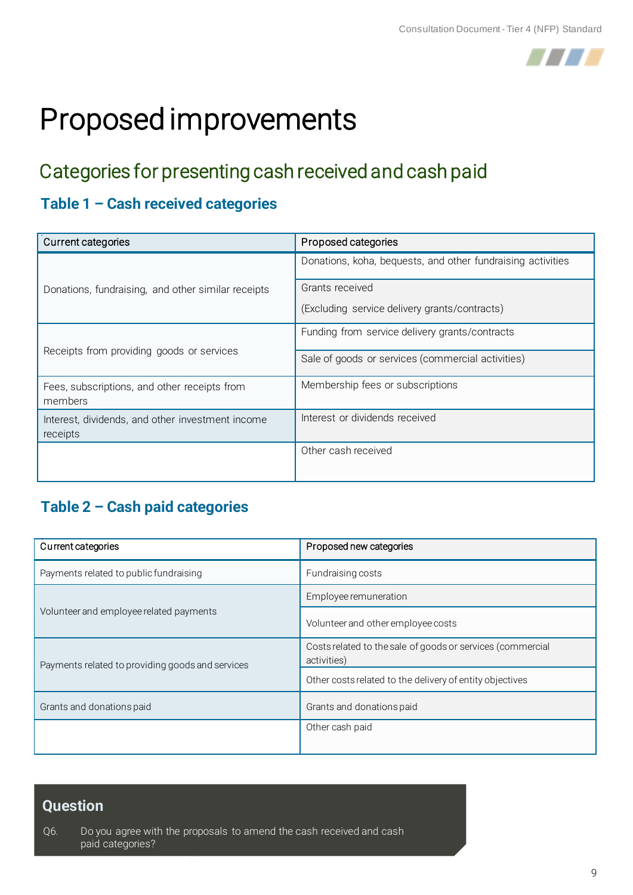# Proposed improvements

## Categories for presenting cash received and cash paid

### Table 1 – Cash received categories

| Current categories | Proposed categories |
|---|---|
| Donations, fundraising, and other similar receipts | Donations, koha, bequests, and other fundraising activities |
| | Grants received (Excluding service delivery grants/contracts) |
| Receipts from providing goods or services | Funding from service delivery grants/contracts |
| | Sale of goods or services (commercial activities) |
| Fees, subscriptions, and other receipts from members | Membership fees or subscriptions |
| Interest, dividends, and other investment income receipts | Interest or dividends received |
| | Other cash received |

### Table 2 – Cash paid categories

| Current categories | Proposed new categories |
|---|---|
| Payments related to public fundraising | Fundraising costs |
| Volunteer and employee related payments | Employee remuneration |
| | Volunteer and other employee costs |
| Payments related to providing goods and services | Costs related to the sale of goods or services (commercial activities) |
| | Other costs related to the delivery of entity objectives |
| Grants and donations paid | Grants and donations paid |
| | Other cash paid |

**Question**

Q6. Do you agree with the proposals to amend the cash received and cash paid categories?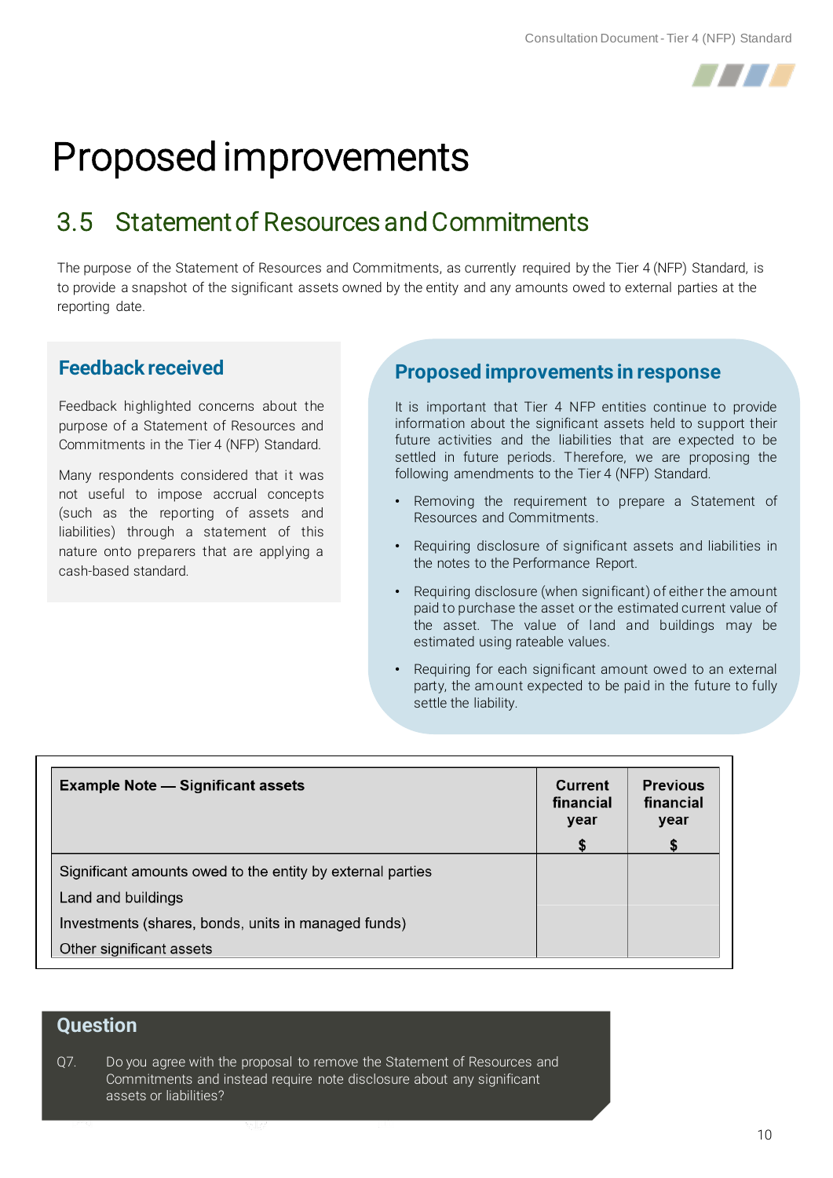# Proposed improvements

## 3.5 Statement of Resources and Commitments

The purpose of the Statement of Resources and Commitments, as currently required by the Tier 4 (NFP) Standard, is to provide a snapshot of the significant assets owned by the entity and any amounts owed to external parties at the reporting date.

### Feedback received

Feedback highlighted concerns about the purpose of a Statement of Resources and Commitments in the Tier 4 (NFP) Standard.

Many respondents considered that it was not useful to impose accrual concepts (such as the reporting of assets and liabilities) through a statement of this nature onto preparers that are applying a cash-based standard.

### Proposed improvements in response

It is important that Tier 4 NFP entities continue to provide information about the significant assets held to support their future activities and the liabilities that are expected to be settled in future periods. Therefore, we are proposing the following amendments to the Tier 4 (NFP) Standard.

- Removing the requirement to prepare a Statement of Resources and Commitments.
- Requiring disclosure of significant assets and liabilities in the notes to the Performance Report.
- Requiring disclosure (when significant) of either the amount paid to purchase the asset or the estimated current value of the asset. The value of land and buildings may be estimated using rateable values.
- Requiring for each significant amount owed to an external party, the amount expected to be paid in the future to fully settle the liability.

| **Example Note — Significant assets** | **Current financial year** **$** | **Previous financial year** **$** |
|---|---|---|
| Significant amounts owed to the entity by external parties | | |
| Land and buildings | | |
| Investments (shares, bonds, units in managed funds) | | |
| Other significant assets | | |

### Question

Q7. Do you agree with the proposal to remove the Statement of Resources and Commitments and instead require note disclosure about any significant assets or liabilities?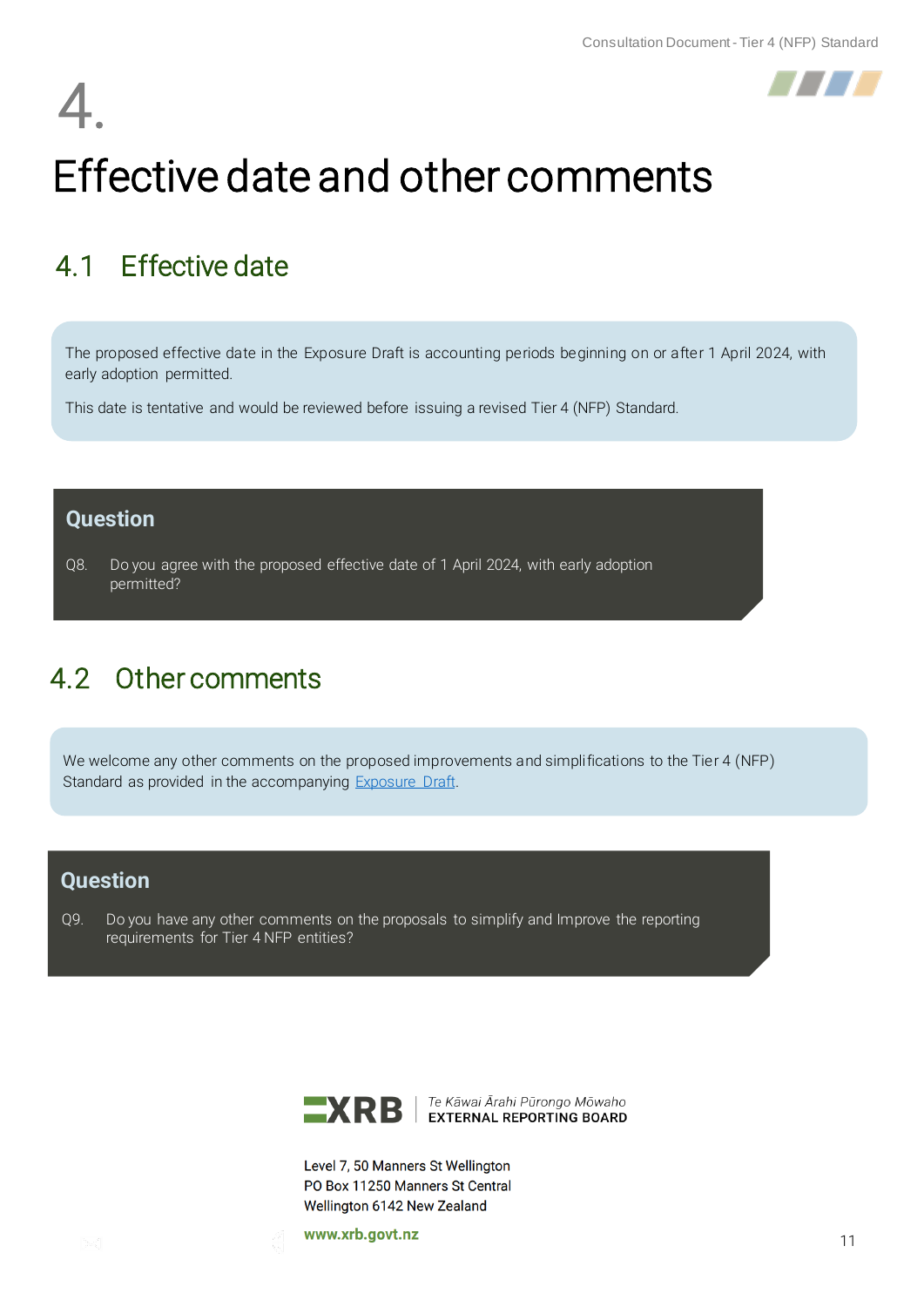# 4.

# Effective date and other comments

## 4.1 Effective date

The proposed effective date in the Exposure Draft is accounting periods beginning on or after 1 April 2024, with early adoption permitted.

This date is tentative and would be reviewed before issuing a revised Tier 4 (NFP) Standard.

**Question**

Q8. Do you agree with the proposed effective date of 1 April 2024, with early adoption permitted?

## 4.2 Other comments

We welcome any other comments on the proposed improvements and simplifications to the Tier 4 (NFP) Standard as provided in the accompanying Exposure Draft.

**Question**

Q9. Do you have any other comments on the proposals to simplify and Improve the reporting requirements for Tier 4 NFP entities?

XRB | *Te Kāwai Ārahi Pūrongo Mōwaho*
EXTERNAL REPORTING BOARD

Level 7, 50 Manners St Wellington
PO Box 11250 Manners St Central
Wellington 6142 New Zealand

**www.xrb.govt.nz**